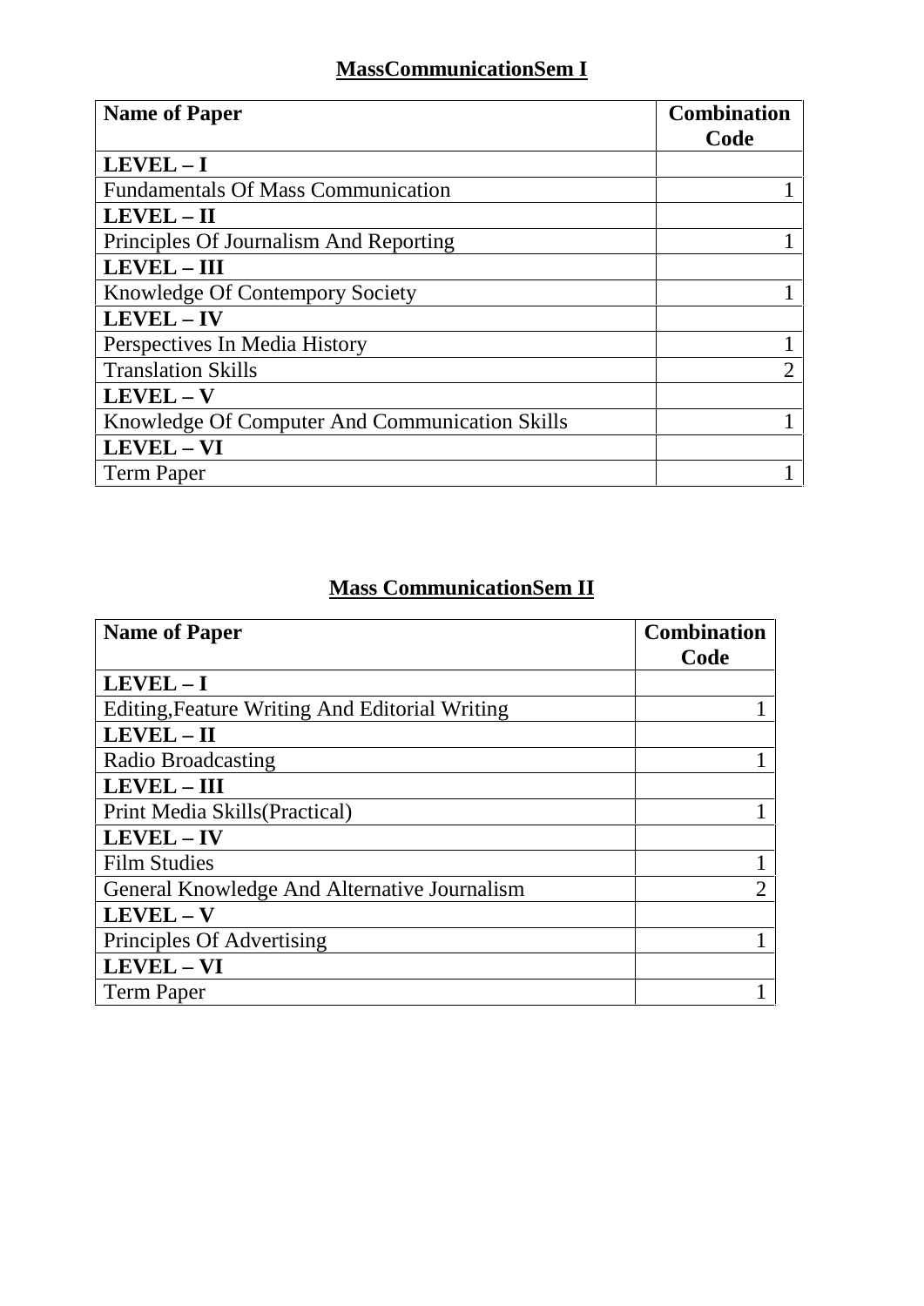## MassCommunicationSem I

| Name of Paper | Combination Code |
|---|---|
| **LEVEL – I** | |
| Fundamentals Of Mass Communication | 1 |
| **LEVEL – II** | |
| Principles Of Journalism And Reporting | 1 |
| **LEVEL – III** | |
| Knowledge Of Contempory Society | 1 |
| **LEVEL – IV** | |
| Perspectives In Media History | 1 |
| Translation Skills | 2 |
| **LEVEL – V** | |
| Knowledge Of Computer And Communication Skills | 1 |
| **LEVEL – VI** | |
| Term Paper | 1 |

## Mass CommunicationSem II

| Name of Paper | Combination Code |
|---|---|
| **LEVEL – I** | |
| Editing,Feature Writing And Editorial Writing | 1 |
| **LEVEL – II** | |
| Radio Broadcasting | 1 |
| **LEVEL – III** | |
| Print Media Skills(Practical) | 1 |
| **LEVEL – IV** | |
| Film Studies | 1 |
| General Knowledge And Alternative Journalism | 2 |
| **LEVEL – V** | |
| Principles Of Advertising | 1 |
| **LEVEL – VI** | |
| Term Paper | 1 |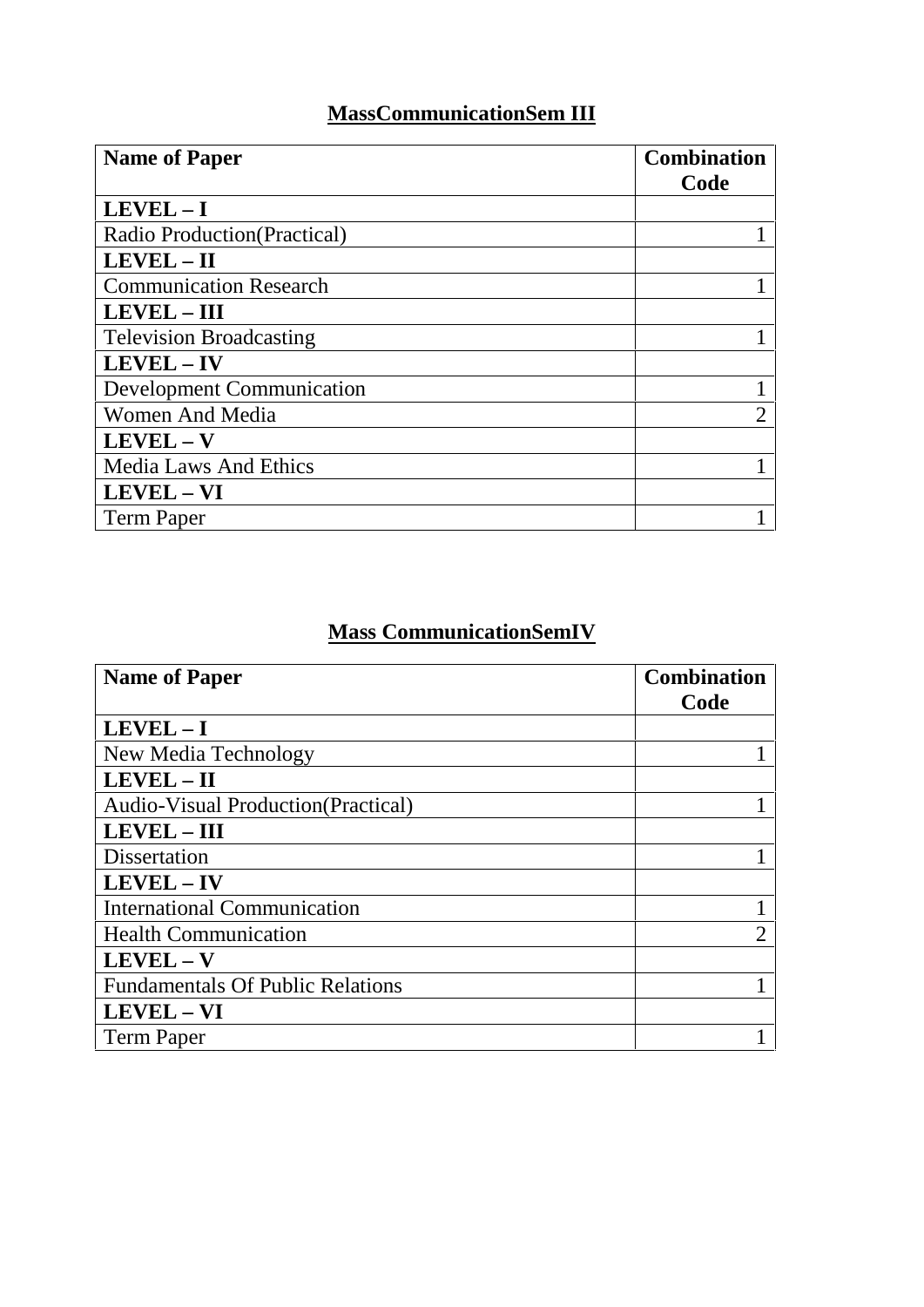## MassCommunicationSem III

| Name of Paper | Combination Code |
|---|---|
| **LEVEL – I** | |
| Radio Production(Practical) | 1 |
| **LEVEL – II** | |
| Communication Research | 1 |
| **LEVEL – III** | |
| Television Broadcasting | 1 |
| **LEVEL – IV** | |
| Development Communication | 1 |
| Women And Media | 2 |
| **LEVEL – V** | |
| Media Laws And Ethics | 1 |
| **LEVEL – VI** | |
| Term Paper | 1 |

## Mass CommunicationSemIV

| Name of Paper | Combination Code |
|---|---|
| **LEVEL – I** | |
| New Media Technology | 1 |
| **LEVEL – II** | |
| Audio-Visual Production(Practical) | 1 |
| **LEVEL – III** | |
| Dissertation | 1 |
| **LEVEL – IV** | |
| International Communication | 1 |
| Health Communication | 2 |
| **LEVEL – V** | |
| Fundamentals Of Public Relations | 1 |
| **LEVEL – VI** | |
| Term Paper | 1 |